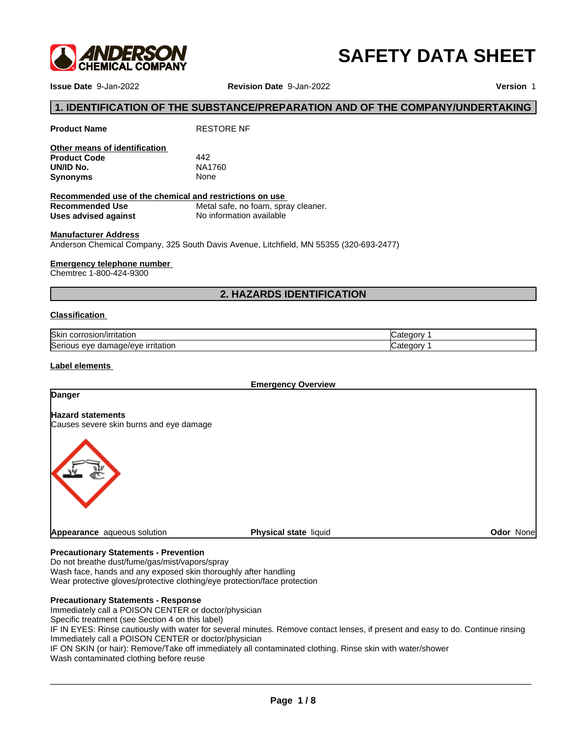# SAFETY DATA SHEET

**Issue Date** 9-Jan-2022 **Revision Date** 9-Jan-2022 **Version** 1

## 1. IDENTIFICATION OF THE SUBSTANCE/PREPARATION AND OF THE COMPANY/UNDERTAKING

**Product Name** RESTORE NF

**Other means of identification**

**Product Code** 442
**UN/ID No.** NA1760
**Synonyms** None

**Recommended use of the chemical and restrictions on use**

**Recommended Use** Metal safe, no foam, spray cleaner.
**Uses advised against** No information available

**Manufacturer Address**
Anderson Chemical Company, 325 South Davis Avenue, Litchfield, MN 55355 (320-693-2477)

**Emergency telephone number**
Chemtrec 1-800-424-9300

## 2. HAZARDS IDENTIFICATION

**Classification**

| | |
|---|---|
| Skin corrosion/irritation | Category 1 |
| Serious eye damage/eye irritation | Category 1 |

**Label elements**

**Emergency Overview**

**Danger**

**Hazard statements**
Causes severe skin burns and eye damage

**Appearance** aqueous solution **Physical state** liquid **Odor** None

**Precautionary Statements - Prevention**
Do not breathe dust/fume/gas/mist/vapors/spray
Wash face, hands and any exposed skin thoroughly after handling
Wear protective gloves/protective clothing/eye protection/face protection

**Precautionary Statements - Response**
Immediately call a POISON CENTER or doctor/physician
Specific treatment (see Section 4 on this label)
IF IN EYES: Rinse cautiously with water for several minutes. Remove contact lenses, if present and easy to do. Continue rinsing
Immediately call a POISON CENTER or doctor/physician
IF ON SKIN (or hair): Remove/Take off immediately all contaminated clothing. Rinse skin with water/shower
Wash contaminated clothing before reuse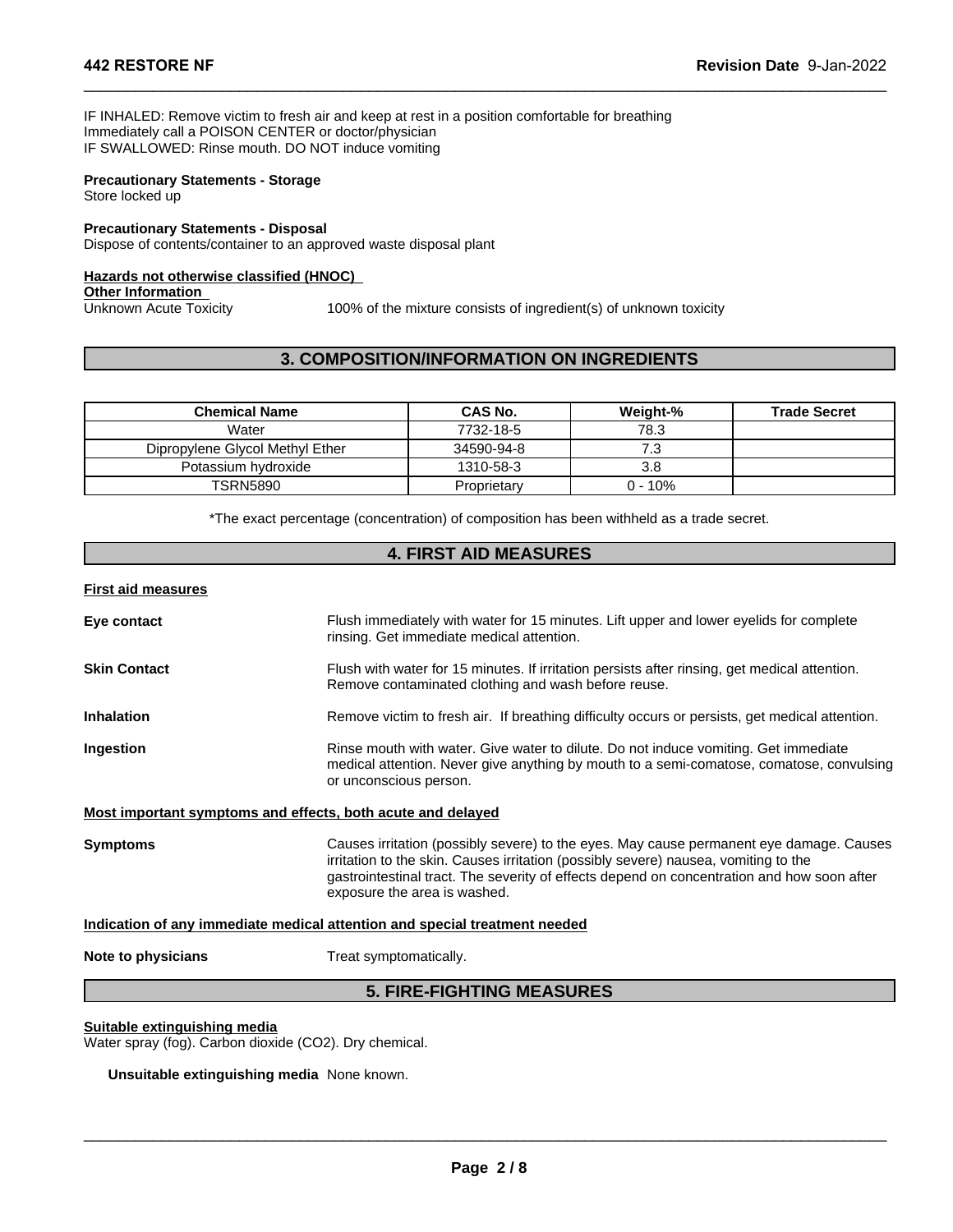IF INHALED: Remove victim to fresh air and keep at rest in a position comfortable for breathing
Immediately call a POISON CENTER or doctor/physician
IF SWALLOWED: Rinse mouth. DO NOT induce vomiting

**Precautionary Statements - Storage**
Store locked up

**Precautionary Statements - Disposal**
Dispose of contents/container to an approved waste disposal plant

**Hazards not otherwise classified (HNOC)**
**Other Information**
Unknown Acute Toxicity 100% of the mixture consists of ingredient(s) of unknown toxicity

## 3. COMPOSITION/INFORMATION ON INGREDIENTS

| Chemical Name | CAS No. | Weight-% | Trade Secret |
|---|---|---|---|
| Water | 7732-18-5 | 78.3 | |
| Dipropylene Glycol Methyl Ether | 34590-94-8 | 7.3 | |
| Potassium hydroxide | 1310-58-3 | 3.8 | |
| TSRN5890 | Proprietary | 0 - 10% | |

*The exact percentage (concentration) of composition has been withheld as a trade secret.

## 4. FIRST AID MEASURES

**First aid measures**

**Eye contact** Flush immediately with water for 15 minutes. Lift upper and lower eyelids for complete rinsing. Get immediate medical attention.

**Skin Contact** Flush with water for 15 minutes. If irritation persists after rinsing, get medical attention. Remove contaminated clothing and wash before reuse.

**Inhalation** Remove victim to fresh air. If breathing difficulty occurs or persists, get medical attention.

**Ingestion** Rinse mouth with water. Give water to dilute. Do not induce vomiting. Get immediate medical attention. Never give anything by mouth to a semi-comatose, comatose, convulsing or unconscious person.

**Most important symptoms and effects, both acute and delayed**

**Symptoms** Causes irritation (possibly severe) to the eyes. May cause permanent eye damage. Causes irritation to the skin. Causes irritation (possibly severe) nausea, vomiting to the gastrointestinal tract. The severity of effects depend on concentration and how soon after exposure the area is washed.

**Indication of any immediate medical attention and special treatment needed**

**Note to physicians** Treat symptomatically.

## 5. FIRE-FIGHTING MEASURES

**Suitable extinguishing media**
Water spray (fog). Carbon dioxide (CO2). Dry chemical.

**Unsuitable extinguishing media** None known.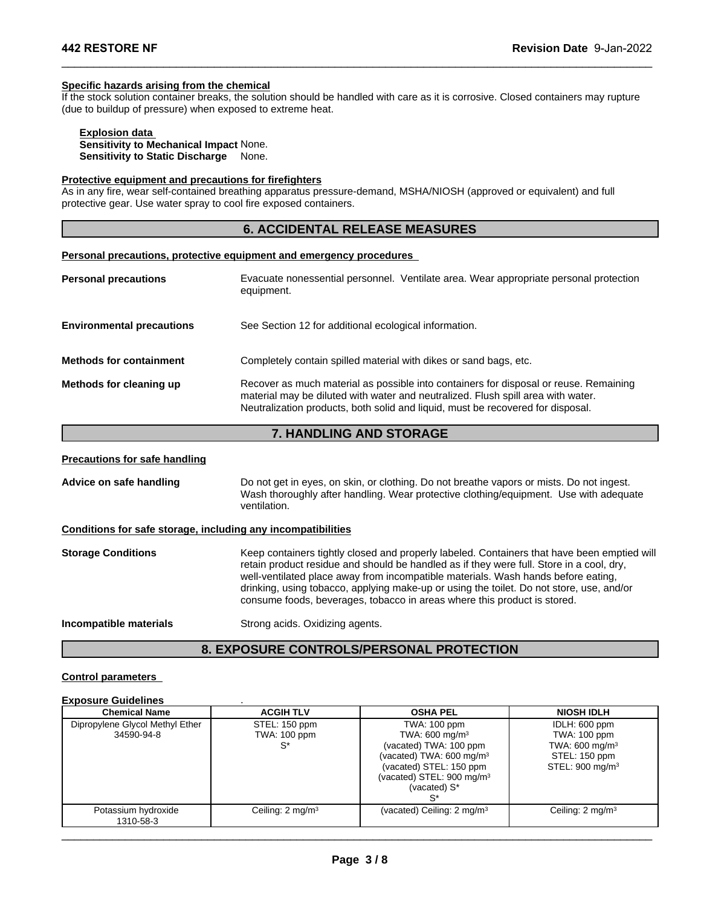### Specific hazards arising from the chemical

If the stock solution container breaks, the solution should be handled with care as it is corrosive. Closed containers may rupture (due to buildup of pressure) when exposed to extreme heat.

**Explosion data**

**Sensitivity to Mechanical Impact** None.
**Sensitivity to Static Discharge** None.

### Protective equipment and precautions for firefighters

As in any fire, wear self-contained breathing apparatus pressure-demand, MSHA/NIOSH (approved or equivalent) and full protective gear. Use water spray to cool fire exposed containers.

## 6. ACCIDENTAL RELEASE MEASURES

### Personal precautions, protective equipment and emergency procedures

**Personal precautions** Evacuate nonessential personnel. Ventilate area. Wear appropriate personal protection equipment.

**Environmental precautions** See Section 12 for additional ecological information.

**Methods for containment** Completely contain spilled material with dikes or sand bags, etc.

**Methods for cleaning up** Recover as much material as possible into containers for disposal or reuse. Remaining material may be diluted with water and neutralized. Flush spill area with water. Neutralization products, both solid and liquid, must be recovered for disposal.

## 7. HANDLING AND STORAGE

### Precautions for safe handling

**Advice on safe handling** Do not get in eyes, on skin, or clothing. Do not breathe vapors or mists. Do not ingest. Wash thoroughly after handling. Wear protective clothing/equipment. Use with adequate ventilation.

### Conditions for safe storage, including any incompatibilities

**Storage Conditions** Keep containers tightly closed and properly labeled. Containers that have been emptied will retain product residue and should be handled as if they were full. Store in a cool, dry, well-ventilated place away from incompatible materials. Wash hands before eating, drinking, using tobacco, applying make-up or using the toilet. Do not store, use, and/or consume foods, beverages, tobacco in areas where this product is stored.

**Incompatible materials** Strong acids. Oxidizing agents.

## 8. EXPOSURE CONTROLS/PERSONAL PROTECTION

### Control parameters

**Exposure Guidelines** .

| Chemical Name | ACGIH TLV | OSHA PEL | NIOSH IDLH |
|---|---|---|---|
| Dipropylene Glycol Methyl Ether 34590-94-8 | STEL: 150 ppm<br>TWA: 100 ppm<br>S* | TWA: 100 ppm<br>TWA: 600 mg/m³<br>(vacated) TWA: 100 ppm<br>(vacated) TWA: 600 mg/m³<br>(vacated) STEL: 150 ppm<br>(vacated) STEL: 900 mg/m³<br>(vacated) S*<br>S* | IDLH: 600 ppm<br>TWA: 100 ppm<br>TWA: 600 mg/m³<br>STEL: 150 ppm<br>STEL: 900 mg/m³ |
| Potassium hydroxide 1310-58-3 | Ceiling: 2 mg/m³ | (vacated) Ceiling: 2 mg/m³ | Ceiling: 2 mg/m³ |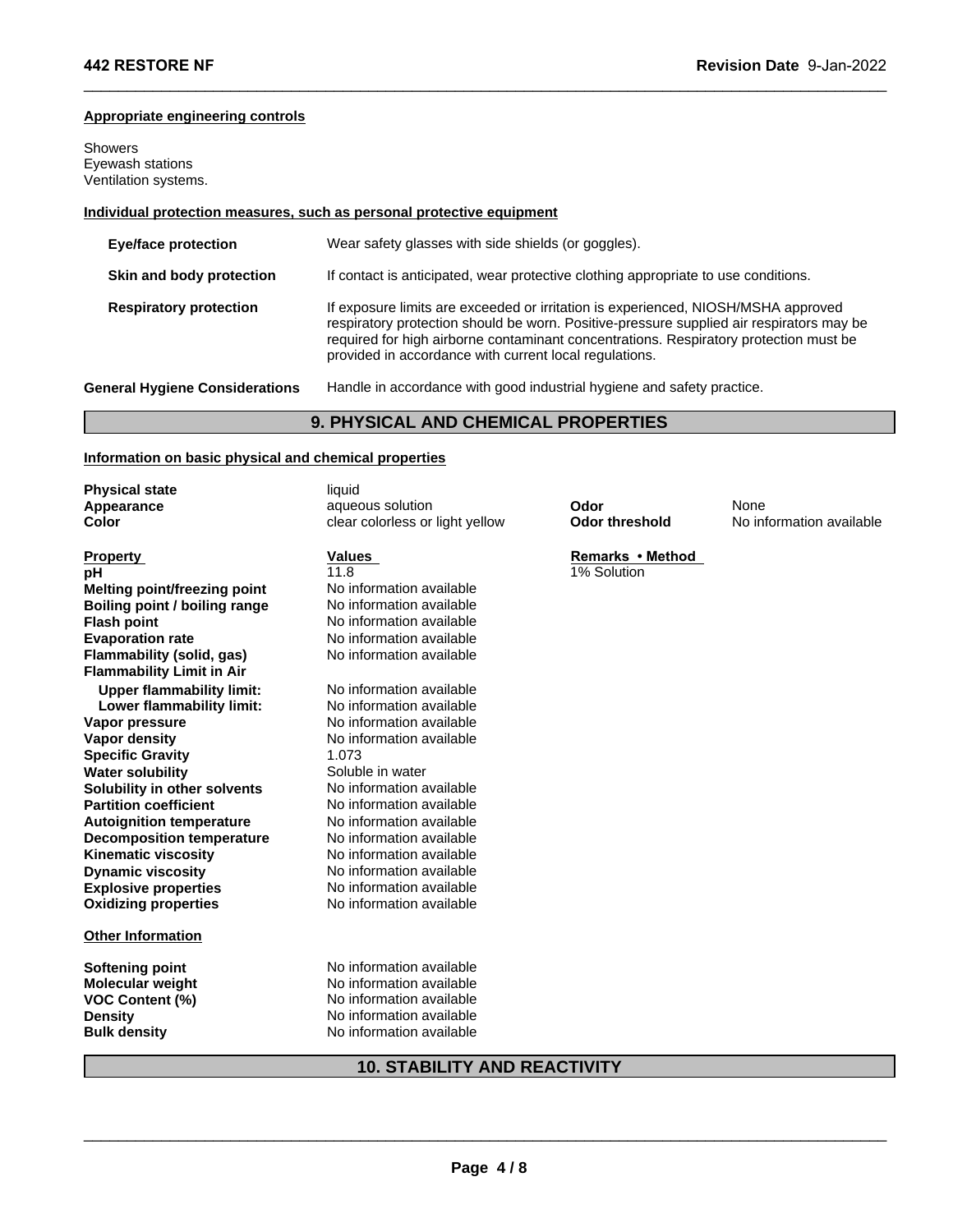#### Appropriate engineering controls

Showers
Eyewash stations
Ventilation systems.

#### Individual protection measures, such as personal protective equipment

| | |
|---|---|
| **Eye/face protection** | Wear safety glasses with side shields (or goggles). |
| **Skin and body protection** | If contact is anticipated, wear protective clothing appropriate to use conditions. |
| **Respiratory protection** | If exposure limits are exceeded or irritation is experienced, NIOSH/MSHA approved respiratory protection should be worn. Positive-pressure supplied air respirators may be required for high airborne contaminant concentrations. Respiratory protection must be provided in accordance with current local regulations. |
| **General Hygiene Considerations** | Handle in accordance with good industrial hygiene and safety practice. |

## 9. PHYSICAL AND CHEMICAL PROPERTIES

#### Information on basic physical and chemical properties

| | | | |
|---|---|---|---|
| **Physical state** | liquid | | |
| **Appearance** | aqueous solution | **Odor** | None |
| **Color** | clear colorless or light yellow | **Odor threshold** | No information available |

| **Property** | **Values** | **Remarks • Method** |
|---|---|---|
| **pH** | 11.8 | 1% Solution |
| **Melting point/freezing point** | No information available | |
| **Boiling point / boiling range** | No information available | |
| **Flash point** | No information available | |
| **Evaporation rate** | No information available | |
| **Flammability (solid, gas)** | No information available | |
| **Flammability Limit in Air** | | |
| **Upper flammability limit:** | No information available | |
| **Lower flammability limit:** | No information available | |
| **Vapor pressure** | No information available | |
| **Vapor density** | No information available | |
| **Specific Gravity** | 1.073 | |
| **Water solubility** | Soluble in water | |
| **Solubility in other solvents** | No information available | |
| **Partition coefficient** | No information available | |
| **Autoignition temperature** | No information available | |
| **Decomposition temperature** | No information available | |
| **Kinematic viscosity** | No information available | |
| **Dynamic viscosity** | No information available | |
| **Explosive properties** | No information available | |
| **Oxidizing properties** | No information available | |

#### Other Information

| | |
|---|---|
| **Softening point** | No information available |
| **Molecular weight** | No information available |
| **VOC Content (%)** | No information available |
| **Density** | No information available |
| **Bulk density** | No information available |

## 10. STABILITY AND REACTIVITY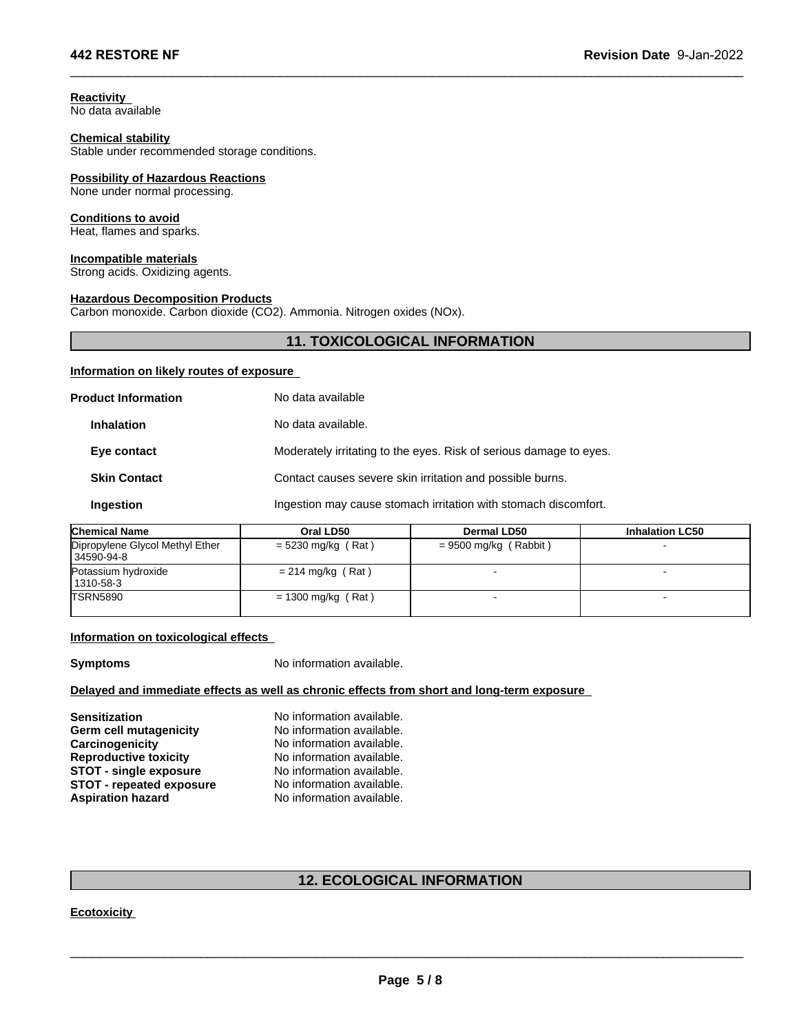**Reactivity**
No data available

**Chemical stability**
Stable under recommended storage conditions.

**Possibility of Hazardous Reactions**
None under normal processing.

**Conditions to avoid**
Heat, flames and sparks.

**Incompatible materials**
Strong acids. Oxidizing agents.

**Hazardous Decomposition Products**
Carbon monoxide. Carbon dioxide ($CO_2$). Ammonia. Nitrogen oxides (NOx).

## 11. TOXICOLOGICAL INFORMATION

**Information on likely routes of exposure**

**Product Information** No data available

**Inhalation** No data available.

**Eye contact** Moderately irritating to the eyes. Risk of serious damage to eyes.

**Skin Contact** Contact causes severe skin irritation and possible burns.

**Ingestion** Ingestion may cause stomach irritation with stomach discomfort.

| Chemical Name | Oral LD50 | Dermal LD50 | Inhalation LC50 |
|---|---|---|---|
| Dipropylene Glycol Methyl Ether 34590-94-8 | = 5230 mg/kg ( Rat ) | = 9500 mg/kg ( Rabbit ) | - |
| Potassium hydroxide 1310-58-3 | = 214 mg/kg ( Rat ) | - | - |
| TSRN5890 | = 1300 mg/kg ( Rat ) | - | - |

**Information on toxicological effects**

**Symptoms** No information available.

**Delayed and immediate effects as well as chronic effects from short and long-term exposure**

**Sensitization** No information available.
**Germ cell mutagenicity** No information available.
**Carcinogenicity** No information available.
**Reproductive toxicity** No information available.
**STOT - single exposure** No information available.
**STOT - repeated exposure** No information available.
**Aspiration hazard** No information available.

## 12. ECOLOGICAL INFORMATION

**Ecotoxicity**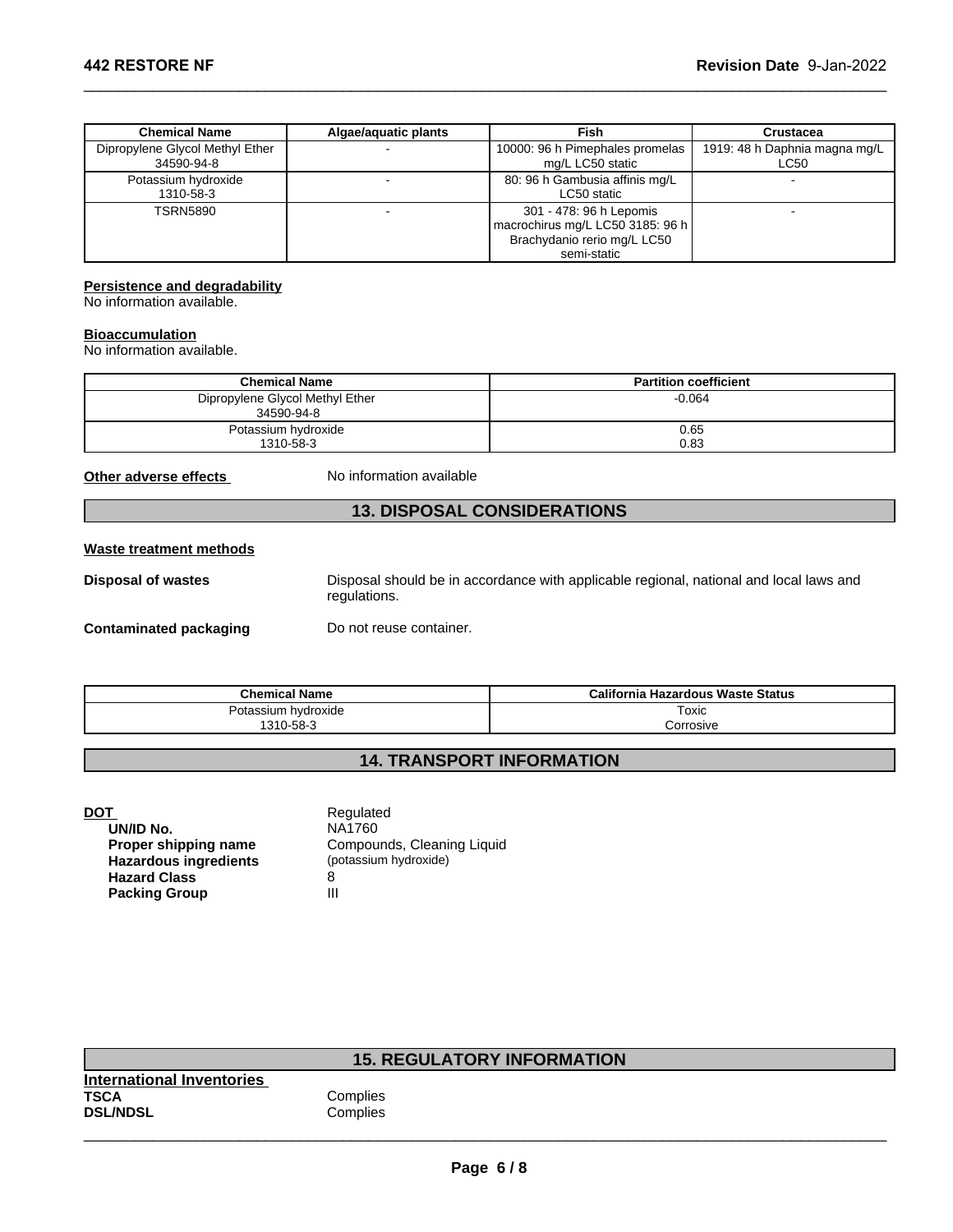| Chemical Name | Algae/aquatic plants | Fish | Crustacea |
| --- | --- | --- | --- |
| Dipropylene Glycol Methyl Ether 34590-94-8 | - | 10000: 96 h Pimephales promelas mg/L LC50 static | 1919: 48 h Daphnia magna mg/L LC50 |
| Potassium hydroxide 1310-58-3 | - | 80: 96 h Gambusia affinis mg/L LC50 static | - |
| TSRN5890 | - | 301 - 478: 96 h Lepomis macrochirus mg/L LC50 3185: 96 h Brachydanio rerio mg/L LC50 semi-static | - |

**Persistence and degradability**

No information available.

**Bioaccumulation**

No information available.

| Chemical Name | Partition coefficient |
| --- | --- |
| Dipropylene Glycol Methyl Ether 34590-94-8 | -0.064 |
| Potassium hydroxide 1310-58-3 | 0.65 0.83 |

**Other adverse effects** No information available

## 13. DISPOSAL CONSIDERATIONS

**Waste treatment methods**

**Disposal of wastes** Disposal should be in accordance with applicable regional, national and local laws and regulations.

**Contaminated packaging** Do not reuse container.

| Chemical Name | California Hazardous Waste Status |
| --- | --- |
| Potassium hydroxide 1310-58-3 | Toxic Corrosive |

## 14. TRANSPORT INFORMATION

**DOT** Regulated
- **UN/ID No.** NA1760
- **Proper shipping name** Compounds, Cleaning Liquid
- **Hazardous ingredients** (potassium hydroxide)
- **Hazard Class** 8
- **Packing Group** III

## 15. REGULATORY INFORMATION

**International Inventories**

**TSCA** Complies
**DSL/NDSL** Complies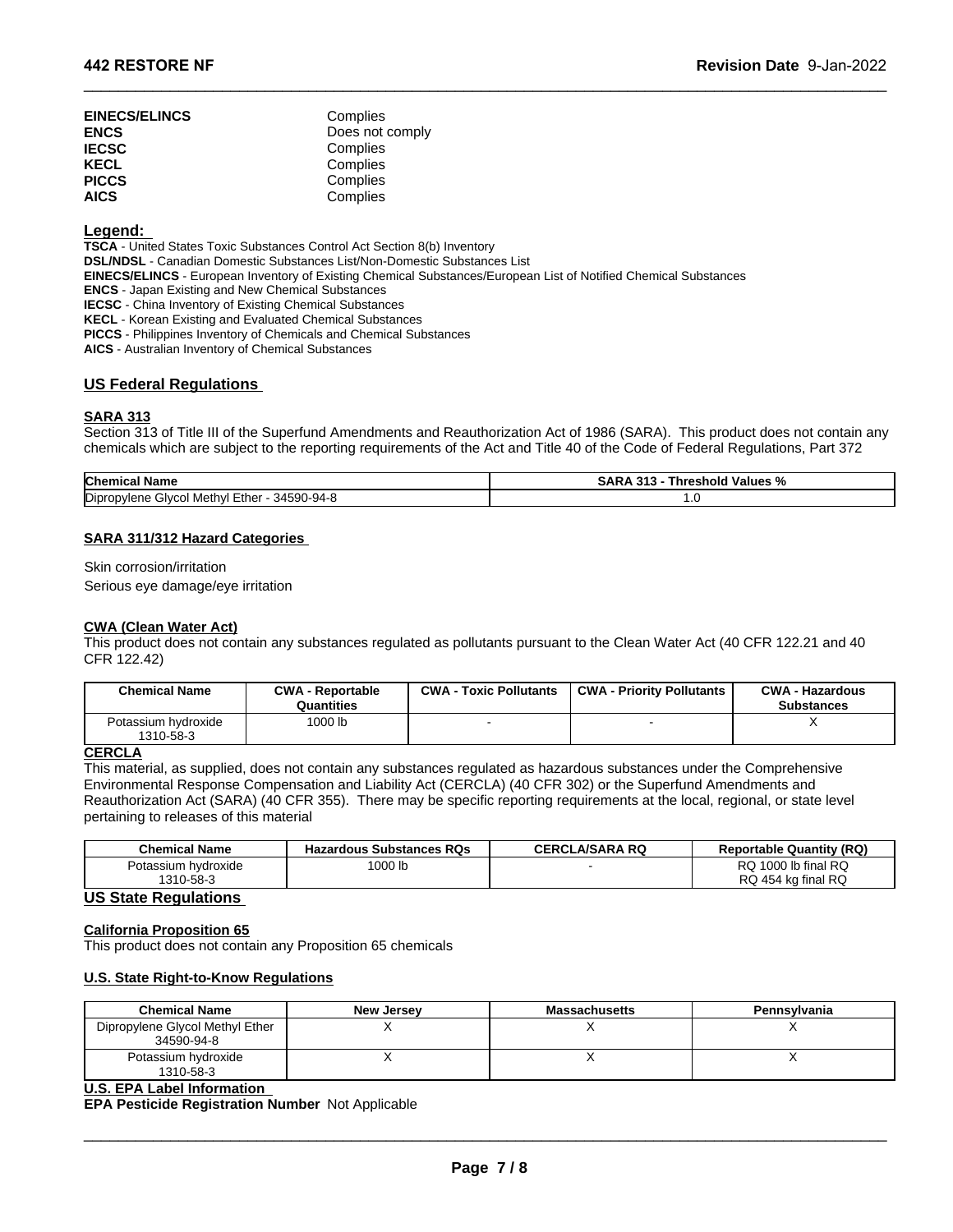| | |
|---|---|
| **EINECS/ELINCS** | Complies |
| **ENCS** | Does not comply |
| **IECSC** | Complies |
| **KECL** | Complies |
| **PICCS** | Complies |
| **AICS** | Complies |

**Legend:**

**TSCA** - United States Toxic Substances Control Act Section 8(b) Inventory
**DSL/NDSL** - Canadian Domestic Substances List/Non-Domestic Substances List
**EINECS/ELINCS** - European Inventory of Existing Chemical Substances/European List of Notified Chemical Substances
**ENCS** - Japan Existing and New Chemical Substances
**IECSC** - China Inventory of Existing Chemical Substances
**KECL** - Korean Existing and Evaluated Chemical Substances
**PICCS** - Philippines Inventory of Chemicals and Chemical Substances
**AICS** - Australian Inventory of Chemical Substances

## US Federal Regulations

### SARA 313

Section 313 of Title III of the Superfund Amendments and Reauthorization Act of 1986 (SARA). This product does not contain any chemicals which are subject to the reporting requirements of the Act and Title 40 of the Code of Federal Regulations, Part 372

| Chemical Name | SARA 313 - Threshold Values % |
|---|---|
| Dipropylene Glycol Methyl Ether - 34590-94-8 | 1.0 |

### SARA 311/312 Hazard Categories

Skin corrosion/irritation
Serious eye damage/eye irritation

### CWA (Clean Water Act)

This product does not contain any substances regulated as pollutants pursuant to the Clean Water Act (40 CFR 122.21 and 40 CFR 122.42)

| Chemical Name | CWA - Reportable Quantities | CWA - Toxic Pollutants | CWA - Priority Pollutants | CWA - Hazardous Substances |
|---|---|---|---|---|
| Potassium hydroxide 1310-58-3 | 1000 lb | - | - | X |

### CERCLA

This material, as supplied, does not contain any substances regulated as hazardous substances under the Comprehensive Environmental Response Compensation and Liability Act (CERCLA) (40 CFR 302) or the Superfund Amendments and Reauthorization Act (SARA) (40 CFR 355). There may be specific reporting requirements at the local, regional, or state level pertaining to releases of this material

| Chemical Name | Hazardous Substances RQs | CERCLA/SARA RQ | Reportable Quantity (RQ) |
|---|---|---|---|
| Potassium hydroxide 1310-58-3 | 1000 lb | - | RQ 1000 lb final RQ RQ 454 kg final RQ |

## US State Regulations

### California Proposition 65

This product does not contain any Proposition 65 chemicals

### U.S. State Right-to-Know Regulations

| Chemical Name | New Jersey | Massachusetts | Pennsylvania |
|---|---|---|---|
| Dipropylene Glycol Methyl Ether 34590-94-8 | X | X | X |
| Potassium hydroxide 1310-58-3 | X | X | X |

### U.S. EPA Label Information

**EPA Pesticide Registration Number** Not Applicable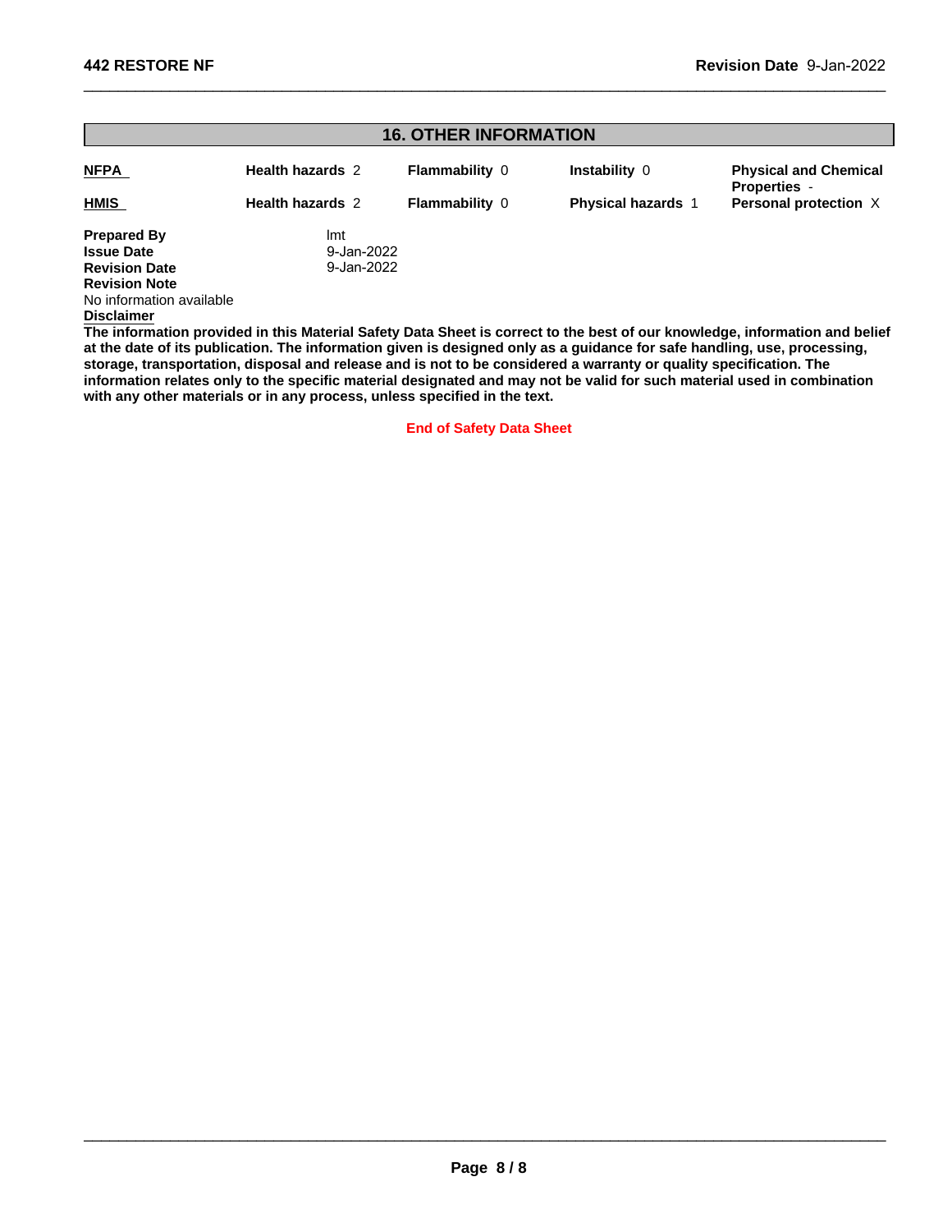## 16. OTHER INFORMATION

| | | | | |
|---|---|---|---|---|
| **NFPA** | **Health hazards** 2 | **Flammability** 0 | **Instability** 0 | **Physical and Chemical Properties** - |
| **HMIS** | **Health hazards** 2 | **Flammability** 0 | **Physical hazards** 1 | **Personal protection** X |

**Prepared By** lmt
**Issue Date** 9-Jan-2022
**Revision Date** 9-Jan-2022
**Revision Note**
No information available

**Disclaimer**

**The information provided in this Material Safety Data Sheet is correct to the best of our knowledge, information and belief at the date of its publication. The information given is designed only as a guidance for safe handling, use, processing, storage, transportation, disposal and release and is not to be considered a warranty or quality specification. The information relates only to the specific material designated and may not be valid for such material used in combination with any other materials or in any process, unless specified in the text.**

**End of Safety Data Sheet**